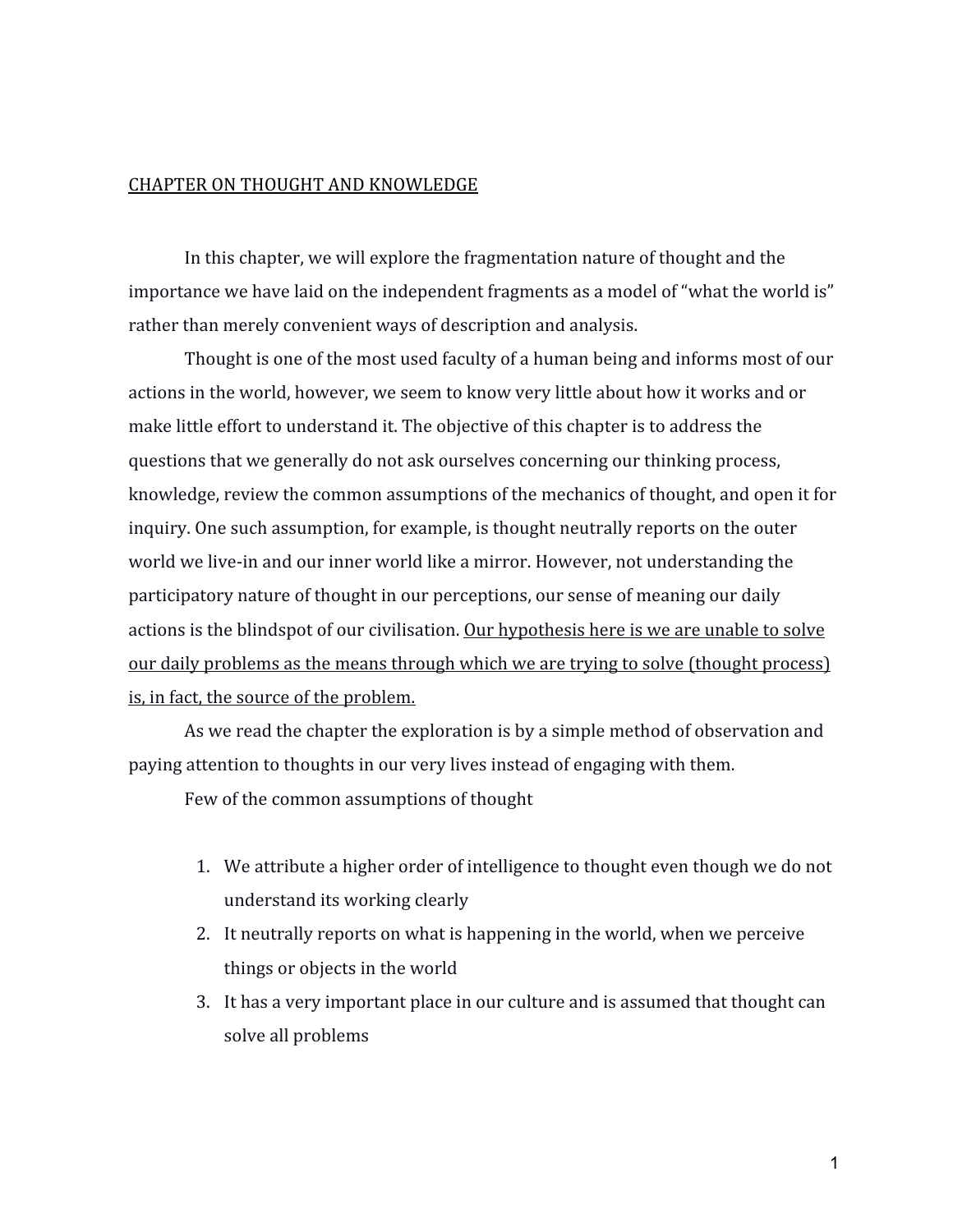# <u>CHAPTER ON THOUGHT AND KNOWLEDGE</u>

In this chapter, we will explore the fragmentation nature of thought and the importance we have laid on the independent fragments as a model of "what the world is" rather than merely convenient ways of description and analysis.

Thought is one of the most used faculty of a human being and informs most of our actions in the world, however, we seem to know very little about how it works and or make little effort to understand it. The objective of this chapter is to address the questions that we generally do not ask ourselves concerning our thinking process, knowledge, review the common assumptions of the mechanics of thought, and open it for inquiry. One such assumption, for example, is thought neutrally reports on the outer world we live-in and our inner world like a mirror. However, not understanding the participatory nature of thought in our perceptions, our sense of meaning our daily actions is the blindspot of our civilisation. <u>Our hypothesis here is we are unable to solve our daily problems as the means through which we are trying to solve (thought process) is, in fact, the source of the problem.</u>

As we read the chapter the exploration is by a simple method of observation and paying attention to thoughts in our very lives instead of engaging with them.

Few of the common assumptions of thought

1. We attribute a higher order of intelligence to thought even though we do not understand its working clearly
2. It neutrally reports on what is happening in the world, when we perceive things or objects in the world
3. It has a very important place in our culture and is assumed that thought can solve all problems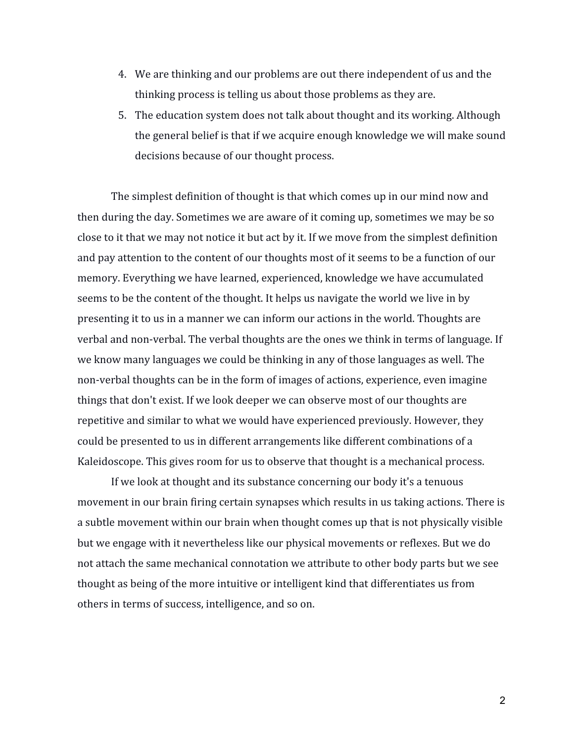4. We are thinking and our problems are out there independent of us and the thinking process is telling us about those problems as they are.
5. The education system does not talk about thought and its working. Although the general belief is that if we acquire enough knowledge we will make sound decisions because of our thought process.

The simplest definition of thought is that which comes up in our mind now and then during the day. Sometimes we are aware of it coming up, sometimes we may be so close to it that we may not notice it but act by it. If we move from the simplest definition and pay attention to the content of our thoughts most of it seems to be a function of our memory. Everything we have learned, experienced, knowledge we have accumulated seems to be the content of the thought. It helps us navigate the world we live in by presenting it to us in a manner we can inform our actions in the world. Thoughts are verbal and non-verbal. The verbal thoughts are the ones we think in terms of language. If we know many languages we could be thinking in any of those languages as well. The non-verbal thoughts can be in the form of images of actions, experience, even imagine things that don't exist. If we look deeper we can observe most of our thoughts are repetitive and similar to what we would have experienced previously. However, they could be presented to us in different arrangements like different combinations of a Kaleidoscope. This gives room for us to observe that thought is a mechanical process.

If we look at thought and its substance concerning our body it's a tenuous movement in our brain firing certain synapses which results in us taking actions. There is a subtle movement within our brain when thought comes up that is not physically visible but we engage with it nevertheless like our physical movements or reflexes. But we do not attach the same mechanical connotation we attribute to other body parts but we see thought as being of the more intuitive or intelligent kind that differentiates us from others in terms of success, intelligence, and so on.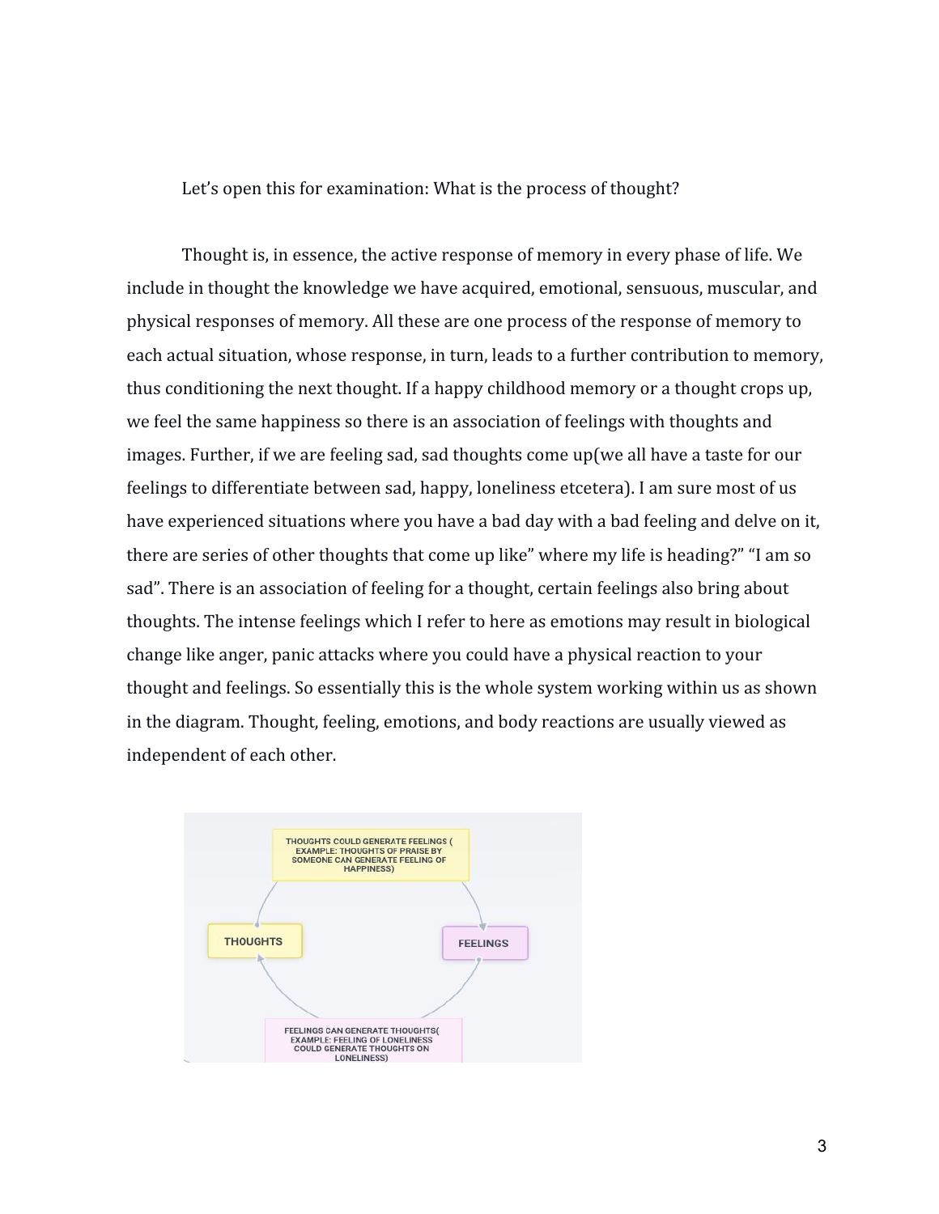Let's open this for examination: What is the process of thought?

Thought is, in essence, the active response of memory in every phase of life. We include in thought the knowledge we have acquired, emotional, sensuous, muscular, and physical responses of memory. All these are one process of the response of memory to each actual situation, whose response, in turn, leads to a further contribution to memory, thus conditioning the next thought. If a happy childhood memory or a thought crops up, we feel the same happiness so there is an association of feelings with thoughts and images. Further, if we are feeling sad, sad thoughts come up(we all have a taste for our feelings to differentiate between sad, happy, loneliness etcetera). I am sure most of us have experienced situations where you have a bad day with a bad feeling and delve on it, there are series of other thoughts that come up like" where my life is heading?" "I am so sad". There is an association of feeling for a thought, certain feelings also bring about thoughts. The intense feelings which I refer to here as emotions may result in biological change like anger, panic attacks where you could have a physical reaction to your thought and feelings. So essentially this is the whole system working within us as shown in the diagram. Thought, feeling, emotions, and body reactions are usually viewed as independent of each other.

THOUGHTS COULD GENERATE FEELINGS ( EXAMPLE: THOUGHTS OF PRAISE BY SOMEONE CAN GENERATE FEELING OF HAPPINESS)

THOUGHTS

FEELINGS

FEELINGS CAN GENERATE THOUGHTS( EXAMPLE: FEELING OF LONELINESS COULD GENERATE THOUGHTS ON LONELINESS)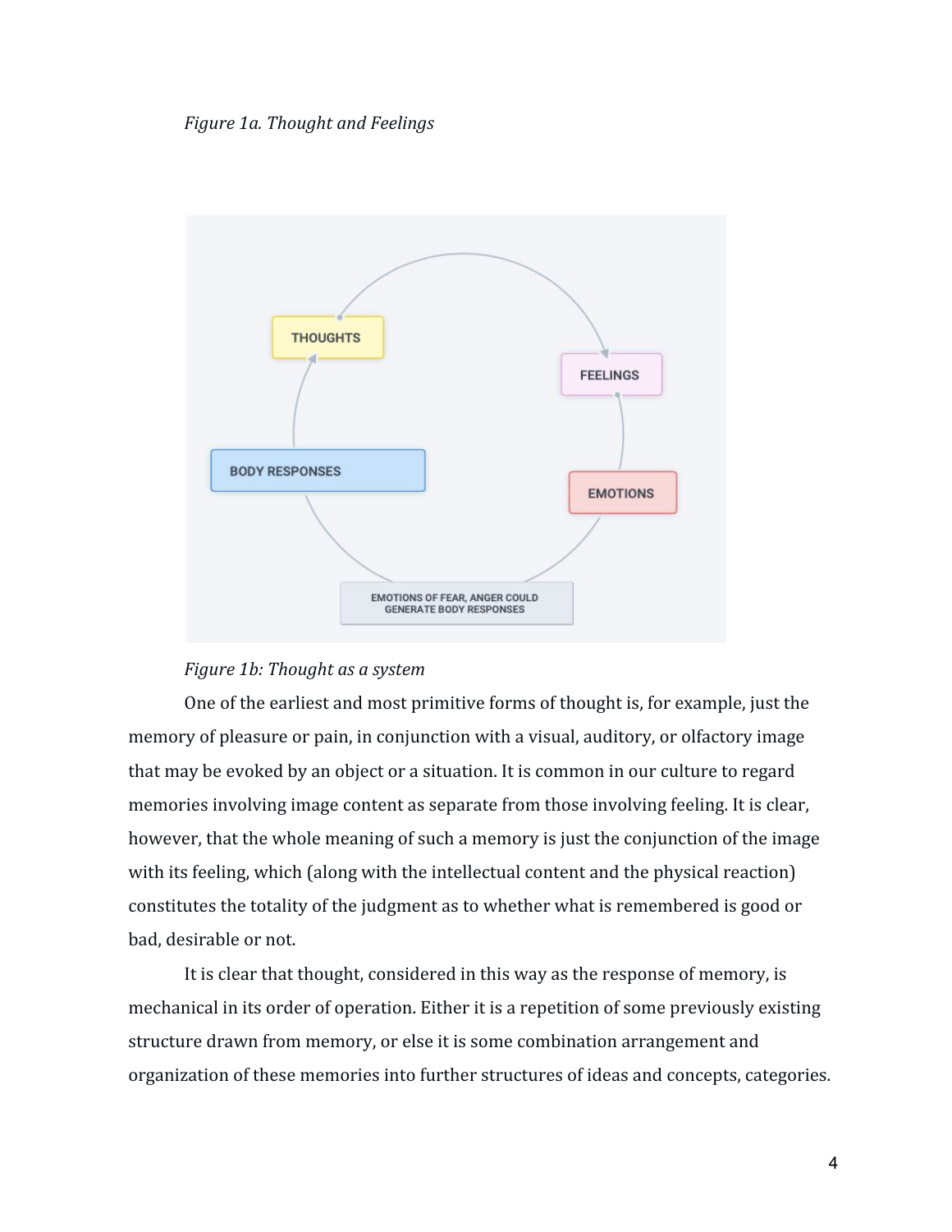*Figure 1a. Thought and Feelings*

*Figure 1b: Thought as a system*

One of the earliest and most primitive forms of thought is, for example, just the memory of pleasure or pain, in conjunction with a visual, auditory, or olfactory image that may be evoked by an object or a situation. It is common in our culture to regard memories involving image content as separate from those involving feeling. It is clear, however, that the whole meaning of such a memory is just the conjunction of the image with its feeling, which (along with the intellectual content and the physical reaction) constitutes the totality of the judgment as to whether what is remembered is good or bad, desirable or not.

It is clear that thought, considered in this way as the response of memory, is mechanical in its order of operation. Either it is a repetition of some previously existing structure drawn from memory, or else it is some combination arrangement and organization of these memories into further structures of ideas and concepts, categories.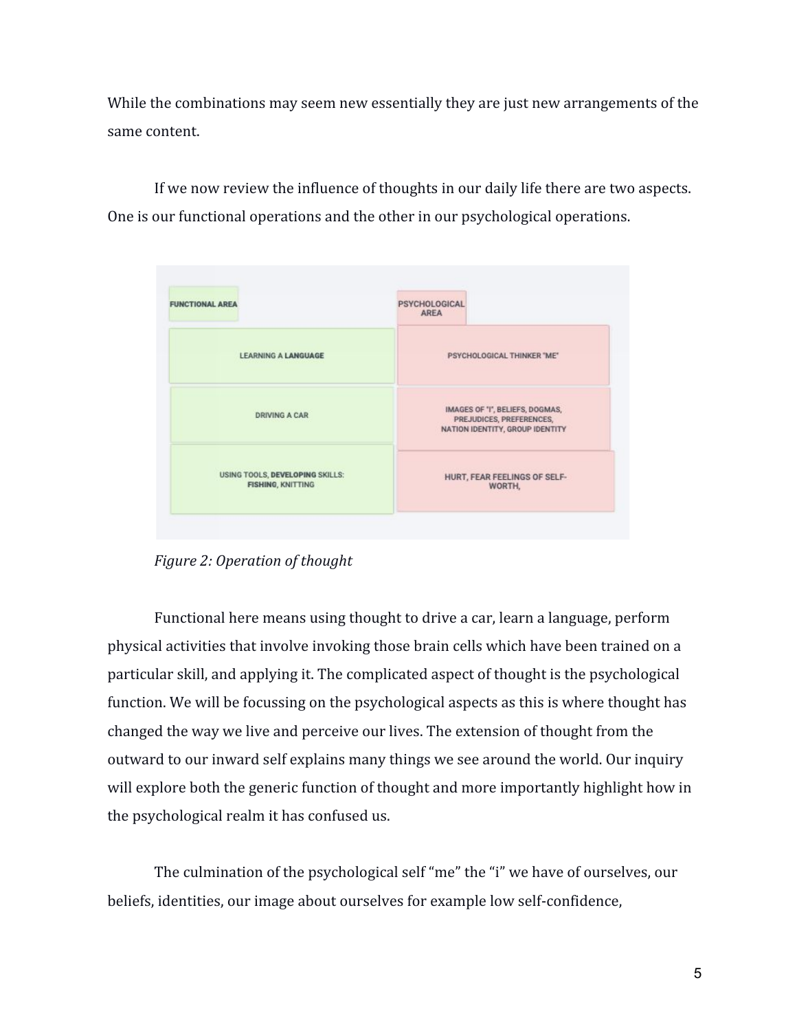While the combinations may seem new essentially they are just new arrangements of the same content.

If we now review the influence of thoughts in our daily life there are two aspects. One is our functional operations and the other in our psychological operations.

| FUNCTIONAL AREA | PSYCHOLOGICAL AREA |
| --- | --- |
| LEARNING A **LANGUAGE** | PSYCHOLOGICAL THINKER "ME" |
| DRIVING A CAR | IMAGES OF "I", BELIEFS, DOGMAS, PREJUDICES, PREFERENCES, NATION IDENTITY, GROUP IDENTITY |
| USING TOOLS, **DEVELOPING** SKILLS: **FISHING**, KNITTING | HURT, FEAR FEELINGS OF SELF-WORTH, |

*Figure 2: Operation of thought*

Functional here means using thought to drive a car, learn a language, perform physical activities that involve invoking those brain cells which have been trained on a particular skill, and applying it. The complicated aspect of thought is the psychological function. We will be focussing on the psychological aspects as this is where thought has changed the way we live and perceive our lives. The extension of thought from the outward to our inward self explains many things we see around the world. Our inquiry will explore both the generic function of thought and more importantly highlight how in the psychological realm it has confused us.

The culmination of the psychological self "me" the "i" we have of ourselves, our beliefs, identities, our image about ourselves for example low self-confidence,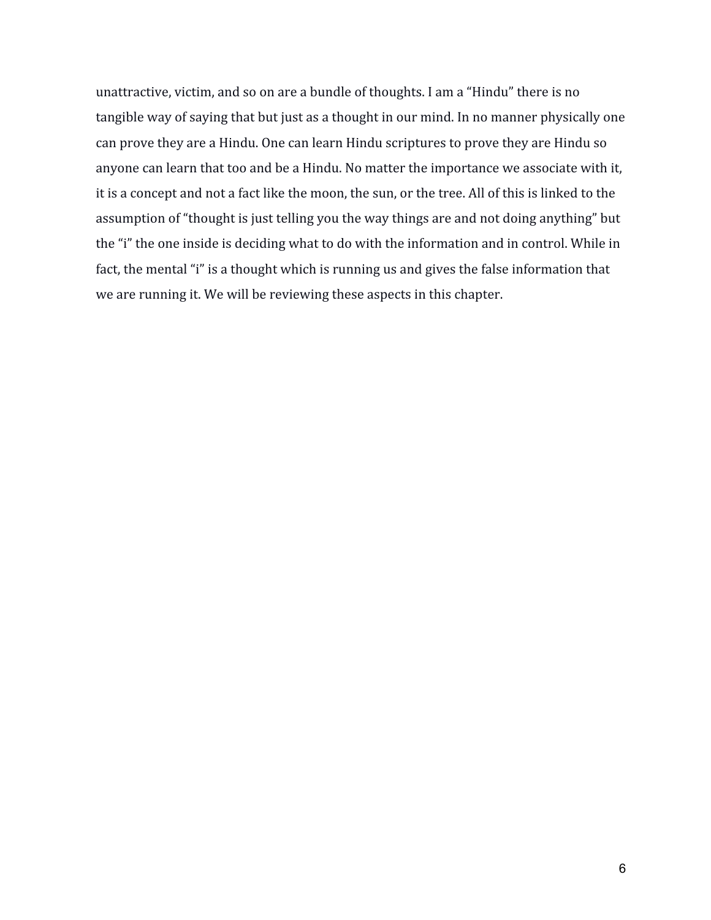unattractive, victim, and so on are a bundle of thoughts. I am a "Hindu" there is no tangible way of saying that but just as a thought in our mind. In no manner physically one can prove they are a Hindu. One can learn Hindu scriptures to prove they are Hindu so anyone can learn that too and be a Hindu. No matter the importance we associate with it, it is a concept and not a fact like the moon, the sun, or the tree. All of this is linked to the assumption of "thought is just telling you the way things are and not doing anything" but the "i" the one inside is deciding what to do with the information and in control. While in fact, the mental "i" is a thought which is running us and gives the false information that we are running it. We will be reviewing these aspects in this chapter.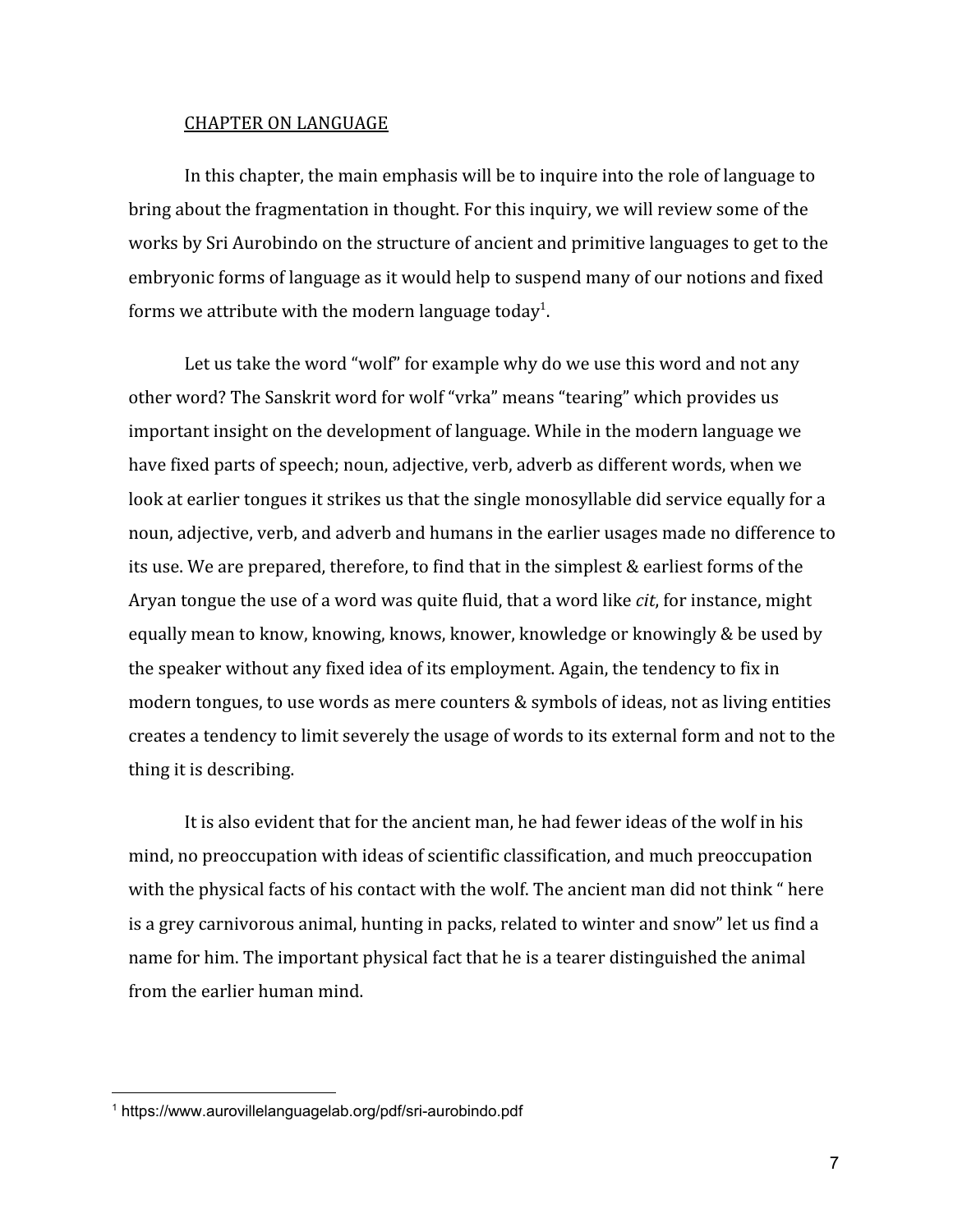## CHAPTER ON LANGUAGE

In this chapter, the main emphasis will be to inquire into the role of language to bring about the fragmentation in thought. For this inquiry, we will review some of the works by Sri Aurobindo on the structure of ancient and primitive languages to get to the embryonic forms of language as it would help to suspend many of our notions and fixed forms we attribute with the modern language today[1].

Let us take the word "wolf" for example why do we use this word and not any other word? The Sanskrit word for wolf "vrka" means "tearing" which provides us important insight on the development of language. While in the modern language we have fixed parts of speech; noun, adjective, verb, adverb as different words, when we look at earlier tongues it strikes us that the single monosyllable did service equally for a noun, adjective, verb, and adverb and humans in the earlier usages made no difference to its use. We are prepared, therefore, to find that in the simplest & earliest forms of the Aryan tongue the use of a word was quite fluid, that a word like *cit*, for instance, might equally mean to know, knowing, knows, knower, knowledge or knowingly & be used by the speaker without any fixed idea of its employment. Again, the tendency to fix in modern tongues, to use words as mere counters & symbols of ideas, not as living entities creates a tendency to limit severely the usage of words to its external form and not to the thing it is describing.

It is also evident that for the ancient man, he had fewer ideas of the wolf in his mind, no preoccupation with ideas of scientific classification, and much preoccupation with the physical facts of his contact with the wolf. The ancient man did not think " here is a grey carnivorous animal, hunting in packs, related to winter and snow" let us find a name for him. The important physical fact that he is a tearer distinguished the animal from the earlier human mind.

[1] https://www.aurovillelanguagelab.org/pdf/sri-aurobindo.pdf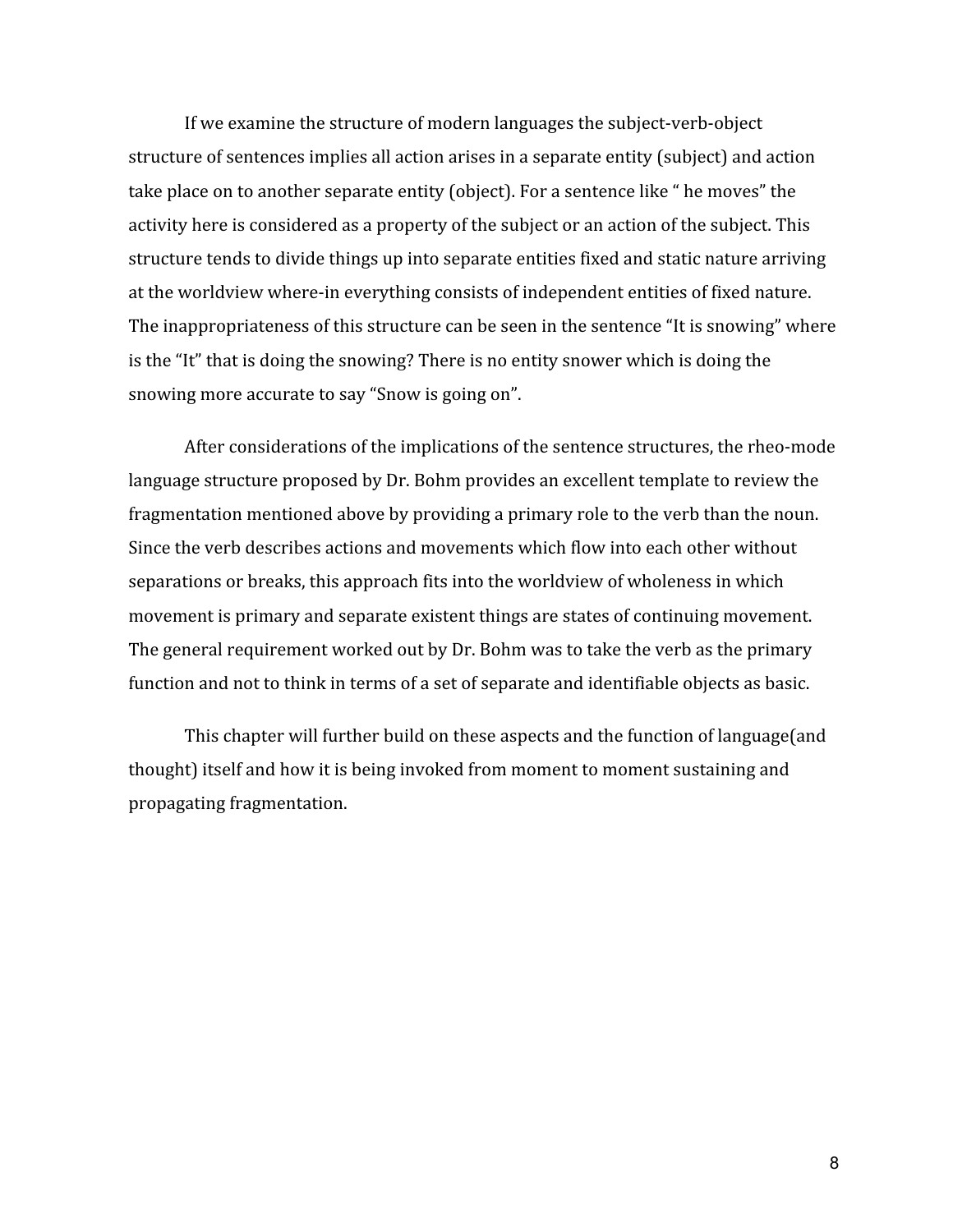If we examine the structure of modern languages the subject-verb-object structure of sentences implies all action arises in a separate entity (subject) and action take place on to another separate entity (object). For a sentence like " he moves" the activity here is considered as a property of the subject or an action of the subject. This structure tends to divide things up into separate entities fixed and static nature arriving at the worldview where-in everything consists of independent entities of fixed nature. The inappropriateness of this structure can be seen in the sentence "It is snowing" where is the "It" that is doing the snowing? There is no entity snower which is doing the snowing more accurate to say "Snow is going on".

After considerations of the implications of the sentence structures, the rheo-mode language structure proposed by Dr. Bohm provides an excellent template to review the fragmentation mentioned above by providing a primary role to the verb than the noun. Since the verb describes actions and movements which flow into each other without separations or breaks, this approach fits into the worldview of wholeness in which movement is primary and separate existent things are states of continuing movement. The general requirement worked out by Dr. Bohm was to take the verb as the primary function and not to think in terms of a set of separate and identifiable objects as basic.

This chapter will further build on these aspects and the function of language(and thought) itself and how it is being invoked from moment to moment sustaining and propagating fragmentation.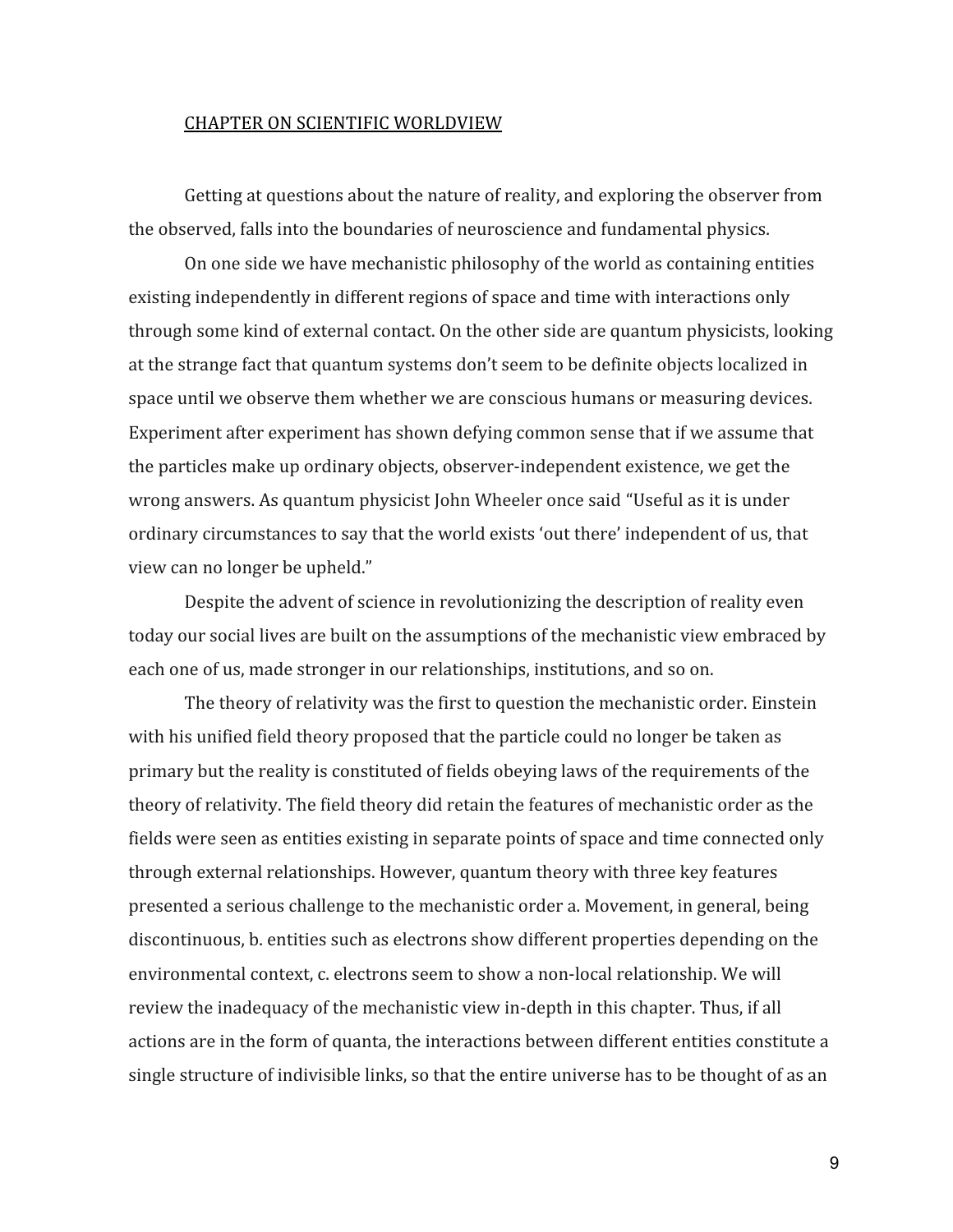CHAPTER ON SCIENTIFIC WORLDVIEW

Getting at questions about the nature of reality, and exploring the observer from the observed, falls into the boundaries of neuroscience and fundamental physics.

On one side we have mechanistic philosophy of the world as containing entities existing independently in different regions of space and time with interactions only through some kind of external contact. On the other side are quantum physicists, looking at the strange fact that quantum systems don't seem to be definite objects localized in space until we observe them whether we are conscious humans or measuring devices. Experiment after experiment has shown defying common sense that if we assume that the particles make up ordinary objects, observer-independent existence, we get the wrong answers. As quantum physicist John Wheeler once said "Useful as it is under ordinary circumstances to say that the world exists 'out there' independent of us, that view can no longer be upheld."

Despite the advent of science in revolutionizing the description of reality even today our social lives are built on the assumptions of the mechanistic view embraced by each one of us, made stronger in our relationships, institutions, and so on.

The theory of relativity was the first to question the mechanistic order. Einstein with his unified field theory proposed that the particle could no longer be taken as primary but the reality is constituted of fields obeying laws of the requirements of the theory of relativity. The field theory did retain the features of mechanistic order as the fields were seen as entities existing in separate points of space and time connected only through external relationships. However, quantum theory with three key features presented a serious challenge to the mechanistic order a. Movement, in general, being discontinuous, b. entities such as electrons show different properties depending on the environmental context, c. electrons seem to show a non-local relationship. We will review the inadequacy of the mechanistic view in-depth in this chapter. Thus, if all actions are in the form of quanta, the interactions between different entities constitute a single structure of indivisible links, so that the entire universe has to be thought of as an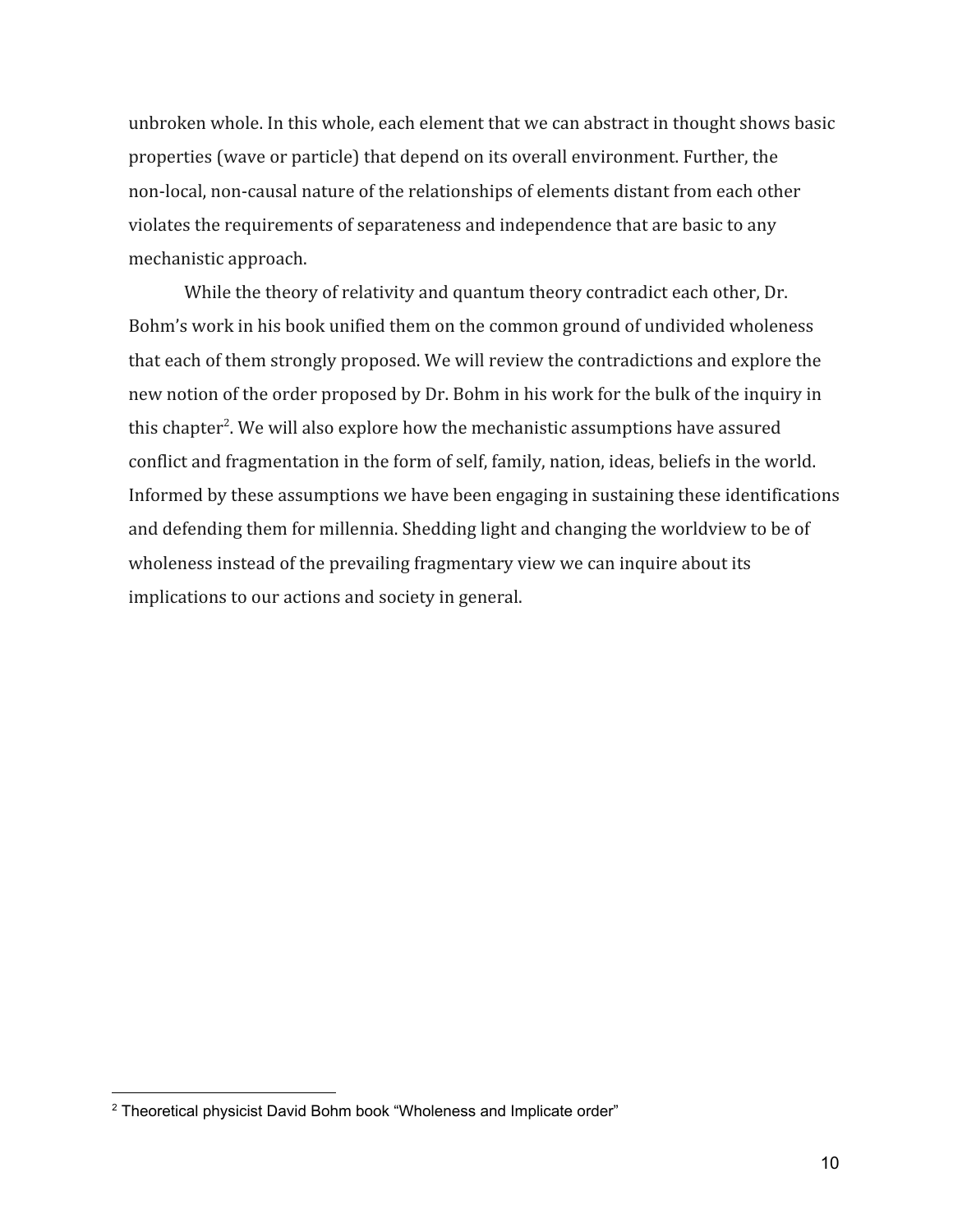unbroken whole. In this whole, each element that we can abstract in thought shows basic properties (wave or particle) that depend on its overall environment. Further, the non-local, non-causal nature of the relationships of elements distant from each other violates the requirements of separateness and independence that are basic to any mechanistic approach.

While the theory of relativity and quantum theory contradict each other, Dr. Bohm's work in his book unified them on the common ground of undivided wholeness that each of them strongly proposed. We will review the contradictions and explore the new notion of the order proposed by Dr. Bohm in his work for the bulk of the inquiry in this chapter[2]. We will also explore how the mechanistic assumptions have assured conflict and fragmentation in the form of self, family, nation, ideas, beliefs in the world. Informed by these assumptions we have been engaging in sustaining these identifications and defending them for millennia. Shedding light and changing the worldview to be of wholeness instead of the prevailing fragmentary view we can inquire about its implications to our actions and society in general.

---

[2] Theoretical physicist David Bohm book "Wholeness and Implicate order"